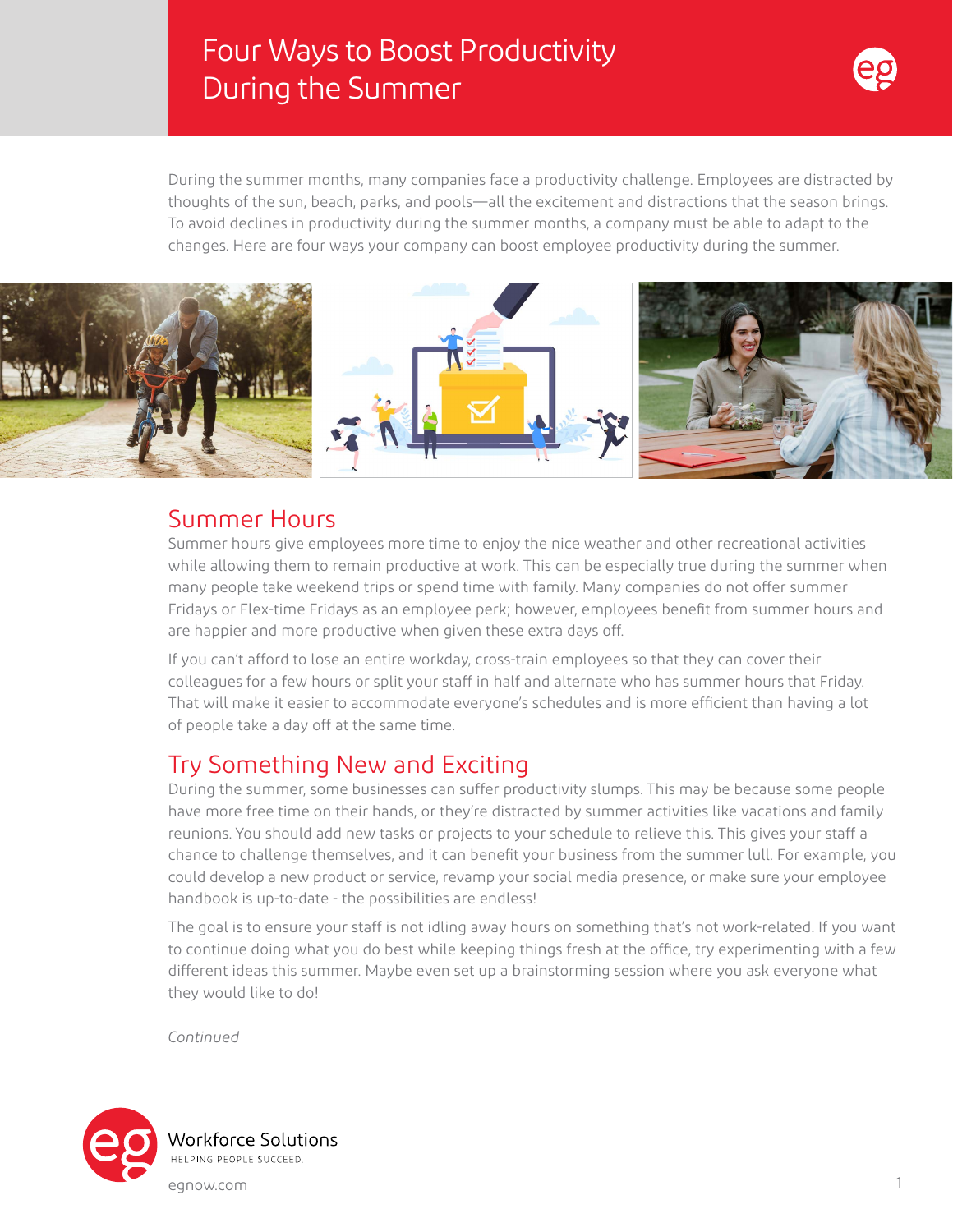# Four Ways to Boost Productivity During the Summer

During the summer months, many companies face a productivity challenge. Employees are distracted by thoughts of the sun, beach, parks, and pools—all the excitement and distractions that the season brings. To avoid declines in productivity during the summer months, a company must be able to adapt to the changes. Here are four ways your company can boost employee productivity during the summer.

## Summer Hours

Summer hours give employees more time to enjoy the nice weather and other recreational activities while allowing them to remain productive at work. This can be especially true during the summer when many people take weekend trips or spend time with family. Many companies do not offer summer Fridays or Flex-time Fridays as an employee perk; however, employees benefit from summer hours and are happier and more productive when given these extra days off.

If you can't afford to lose an entire workday, cross-train employees so that they can cover their colleagues for a few hours or split your staff in half and alternate who has summer hours that Friday. That will make it easier to accommodate everyone's schedules and is more efficient than having a lot of people take a day off at the same time.

## Try Something New and Exciting

During the summer, some businesses can suffer productivity slumps. This may be because some people have more free time on their hands, or they're distracted by summer activities like vacations and family reunions. You should add new tasks or projects to your schedule to relieve this. This gives your staff a chance to challenge themselves, and it can benefit your business from the summer lull. For example, you could develop a new product or service, revamp your social media presence, or make sure your employee handbook is up-to-date - the possibilities are endless!

The goal is to ensure your staff is not idling away hours on something that's not work-related. If you want to continue doing what you do best while keeping things fresh at the office, try experimenting with a few different ideas this summer. Maybe even set up a brainstorming session where you ask everyone what they would like to do!

*Continued*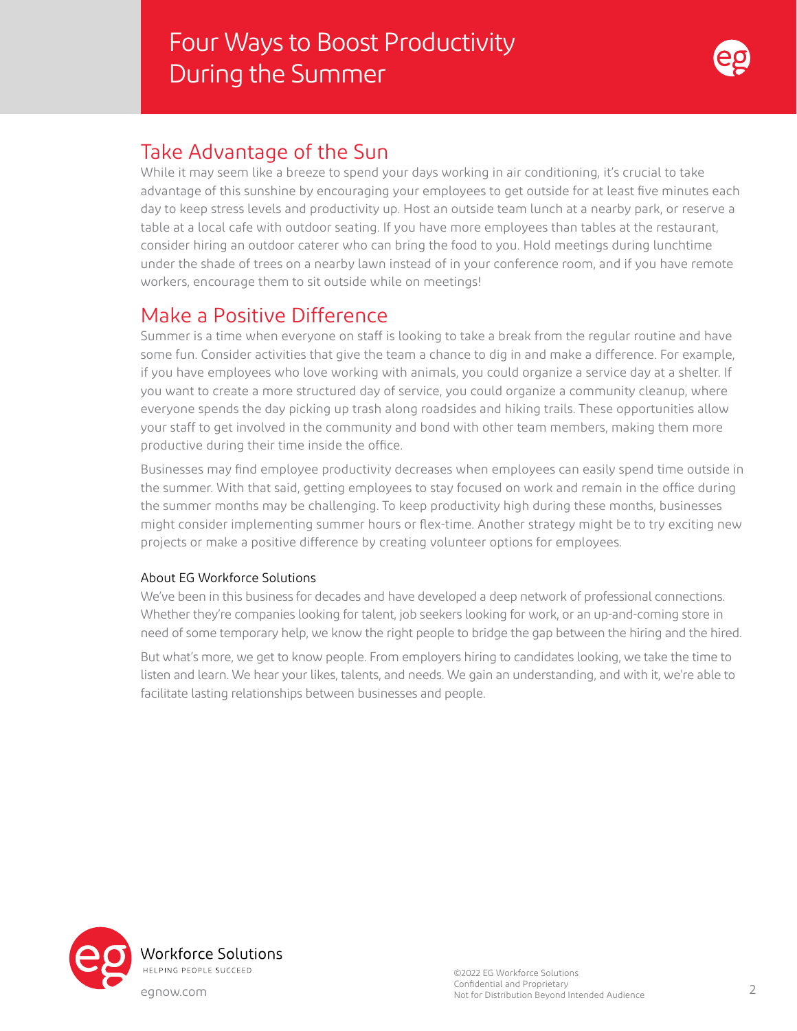# Four Ways to Boost Productivity During the Summer

## Take Advantage of the Sun

While it may seem like a breeze to spend your days working in air conditioning, it's crucial to take advantage of this sunshine by encouraging your employees to get outside for at least five minutes each day to keep stress levels and productivity up. Host an outside team lunch at a nearby park, or reserve a table at a local cafe with outdoor seating. If you have more employees than tables at the restaurant, consider hiring an outdoor caterer who can bring the food to you. Hold meetings during lunchtime under the shade of trees on a nearby lawn instead of in your conference room, and if you have remote workers, encourage them to sit outside while on meetings!

## Make a Positive Difference

Summer is a time when everyone on staff is looking to take a break from the regular routine and have some fun. Consider activities that give the team a chance to dig in and make a difference. For example, if you have employees who love working with animals, you could organize a service day at a shelter. If you want to create a more structured day of service, you could organize a community cleanup, where everyone spends the day picking up trash along roadsides and hiking trails. These opportunities allow your staff to get involved in the community and bond with other team members, making them more productive during their time inside the office.

Businesses may find employee productivity decreases when employees can easily spend time outside in the summer. With that said, getting employees to stay focused on work and remain in the office during the summer months may be challenging. To keep productivity high during these months, businesses might consider implementing summer hours or flex-time. Another strategy might be to try exciting new projects or make a positive difference by creating volunteer options for employees.

### About EG Workforce Solutions

We've been in this business for decades and have developed a deep network of professional connections. Whether they're companies looking for talent, job seekers looking for work, or an up-and-coming store in need of some temporary help, we know the right people to bridge the gap between the hiring and the hired.

But what's more, we get to know people. From employers hiring to candidates looking, we take the time to listen and learn. We hear your likes, talents, and needs. We gain an understanding, and with it, we're able to facilitate lasting relationships between businesses and people.

Workforce Solutions
HELPING PEOPLE SUCCEED.
egnow.com

©2022 EG Workforce Solutions
Confidential and Proprietary
Not for Distribution Beyond Intended Audience